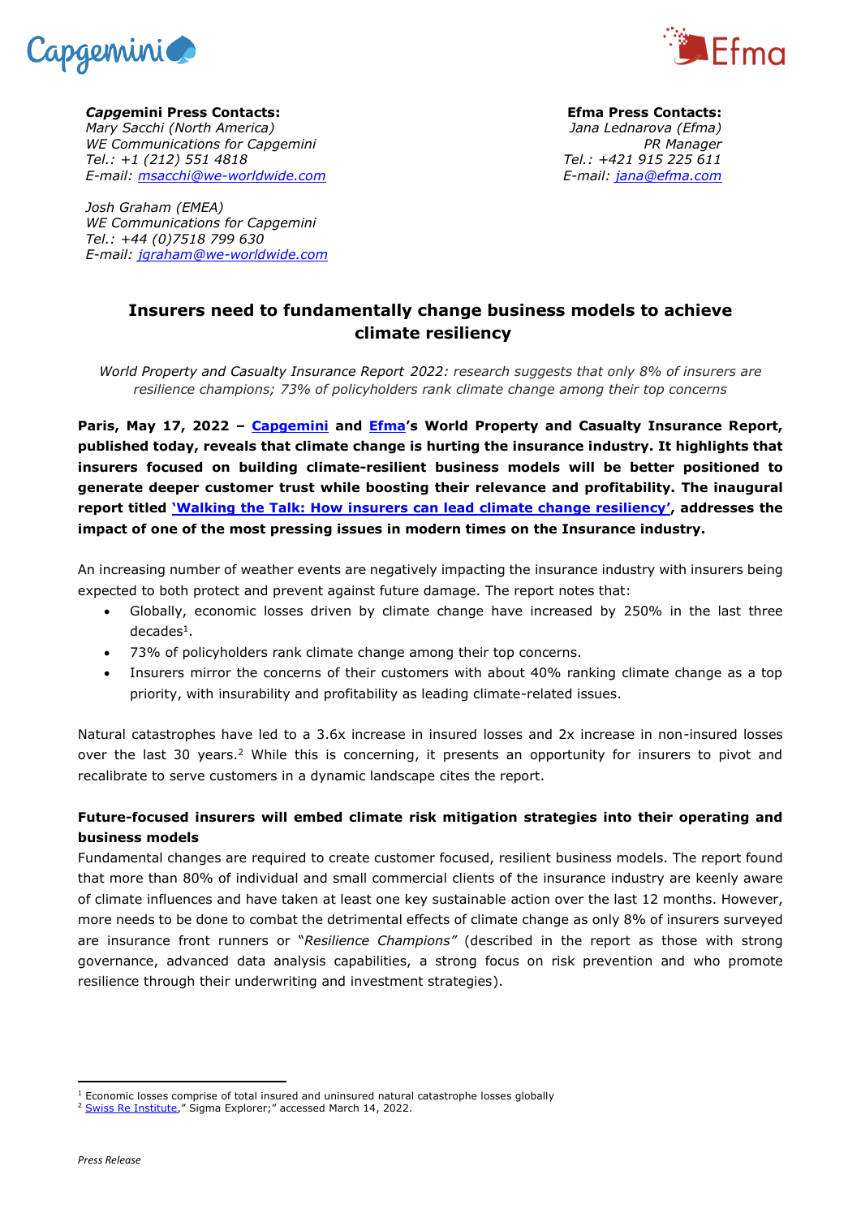***Capge*mini Press Contacts:**
*Mary Sacchi (North America)*
*WE Communications for Capgemini*
*Tel.: +1 (212) 551 4818*
*E-mail: msacchi@we-worldwide.com*

*Josh Graham (EMEA)*
*WE Communications for Capgemini*
*Tel.: +44 (0)7518 799 630*
*E-mail: jgraham@we-worldwide.com*

**Efma Press Contacts:**
*Jana Lednarova (Efma)*
*PR Manager*
*Tel.: +421 915 225 611*
*E-mail: jana@efma.com*

## Insurers need to fundamentally change business models to achieve climate resiliency

*World Property and Casualty Insurance Report 2022: research suggests that only 8% of insurers are resilience champions; 73% of policyholders rank climate change among their top concerns*

**Paris, May 17, 2022 – Capgemini and Efma's World Property and Casualty Insurance Report, published today, reveals that climate change is hurting the insurance industry. It highlights that insurers focused on building climate-resilient business models will be better positioned to generate deeper customer trust while boosting their relevance and profitability. The inaugural report titled 'Walking the Talk: How insurers can lead climate change resiliency', addresses the impact of one of the most pressing issues in modern times on the Insurance industry.**

An increasing number of weather events are negatively impacting the insurance industry with insurers being expected to both protect and prevent against future damage. The report notes that:

- Globally, economic losses driven by climate change have increased by 250% in the last three decades[1].
- 73% of policyholders rank climate change among their top concerns.
- Insurers mirror the concerns of their customers with about 40% ranking climate change as a top priority, with insurability and profitability as leading climate-related issues.

Natural catastrophes have led to a 3.6x increase in insured losses and 2x increase in non-insured losses over the last 30 years.[2] While this is concerning, it presents an opportunity for insurers to pivot and recalibrate to serve customers in a dynamic landscape cites the report.

**Future-focused insurers will embed climate risk mitigation strategies into their operating and business models**

Fundamental changes are required to create customer focused, resilient business models. The report found that more than 80% of individual and small commercial clients of the insurance industry are keenly aware of climate influences and have taken at least one key sustainable action over the last 12 months. However, more needs to be done to combat the detrimental effects of climate change as only 8% of insurers surveyed are insurance front runners or "*Resilience Champions"* (described in the report as those with strong governance, advanced data analysis capabilities, a strong focus on risk prevention and who promote resilience through their underwriting and investment strategies).

---

[1] Economic losses comprise of total insured and uninsured natural catastrophe losses globally
[2] Swiss Re Institute," Sigma Explorer;" accessed March 14, 2022.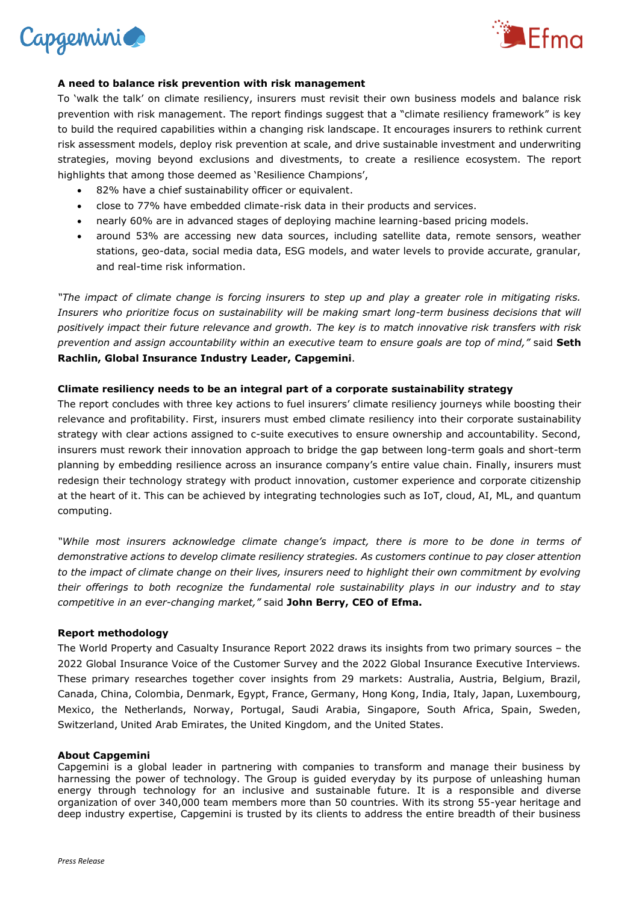**A need to balance risk prevention with risk management**

To 'walk the talk' on climate resiliency, insurers must revisit their own business models and balance risk prevention with risk management. The report findings suggest that a "climate resiliency framework" is key to build the required capabilities within a changing risk landscape. It encourages insurers to rethink current risk assessment models, deploy risk prevention at scale, and drive sustainable investment and underwriting strategies, moving beyond exclusions and divestments, to create a resilience ecosystem. The report highlights that among those deemed as 'Resilience Champions',

- 82% have a chief sustainability officer or equivalent.
- close to 77% have embedded climate-risk data in their products and services.
- nearly 60% are in advanced stages of deploying machine learning-based pricing models.
- around 53% are accessing new data sources, including satellite data, remote sensors, weather stations, geo-data, social media data, ESG models, and water levels to provide accurate, granular, and real-time risk information.

*"The impact of climate change is forcing insurers to step up and play a greater role in mitigating risks. Insurers who prioritize focus on sustainability will be making smart long-term business decisions that will positively impact their future relevance and growth. The key is to match innovative risk transfers with risk prevention and assign accountability within an executive team to ensure goals are top of mind,"* said **Seth Rachlin, Global Insurance Industry Leader, Capgemini**.

**Climate resiliency needs to be an integral part of a corporate sustainability strategy**

The report concludes with three key actions to fuel insurers' climate resiliency journeys while boosting their relevance and profitability. First, insurers must embed climate resiliency into their corporate sustainability strategy with clear actions assigned to c-suite executives to ensure ownership and accountability. Second, insurers must rework their innovation approach to bridge the gap between long-term goals and short-term planning by embedding resilience across an insurance company's entire value chain. Finally, insurers must redesign their technology strategy with product innovation, customer experience and corporate citizenship at the heart of it. This can be achieved by integrating technologies such as IoT, cloud, AI, ML, and quantum computing.

*"While most insurers acknowledge climate change's impact, there is more to be done in terms of demonstrative actions to develop climate resiliency strategies. As customers continue to pay closer attention to the impact of climate change on their lives, insurers need to highlight their own commitment by evolving their offerings to both recognize the fundamental role sustainability plays in our industry and to stay competitive in an ever-changing market,"* said **John Berry, CEO of Efma.**

**Report methodology**

The World Property and Casualty Insurance Report 2022 draws its insights from two primary sources – the 2022 Global Insurance Voice of the Customer Survey and the 2022 Global Insurance Executive Interviews. These primary researches together cover insights from 29 markets: Australia, Austria, Belgium, Brazil, Canada, China, Colombia, Denmark, Egypt, France, Germany, Hong Kong, India, Italy, Japan, Luxembourg, Mexico, the Netherlands, Norway, Portugal, Saudi Arabia, Singapore, South Africa, Spain, Sweden, Switzerland, United Arab Emirates, the United Kingdom, and the United States.

**About Capgemini**

Capgemini is a global leader in partnering with companies to transform and manage their business by harnessing the power of technology. The Group is guided everyday by its purpose of unleashing human energy through technology for an inclusive and sustainable future. It is a responsible and diverse organization of over 340,000 team members more than 50 countries. With its strong 55-year heritage and deep industry expertise, Capgemini is trusted by its clients to address the entire breadth of their business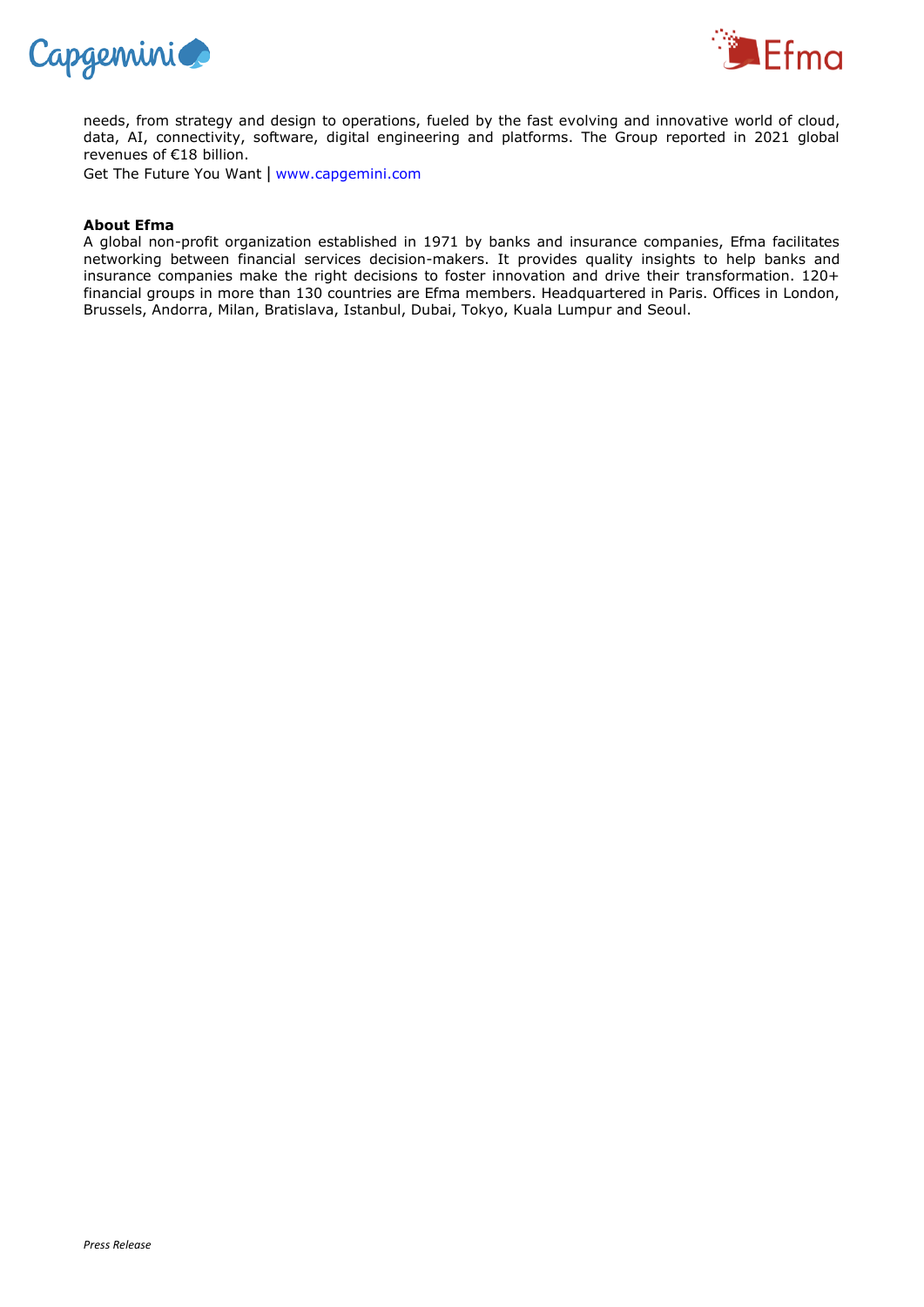needs, from strategy and design to operations, fueled by the fast evolving and innovative world of cloud, data, AI, connectivity, software, digital engineering and platforms. The Group reported in 2021 global revenues of €18 billion.

Get The Future You Want | www.capgemini.com

**About Efma**

A global non-profit organization established in 1971 by banks and insurance companies, Efma facilitates networking between financial services decision-makers. It provides quality insights to help banks and insurance companies make the right decisions to foster innovation and drive their transformation. 120+ financial groups in more than 130 countries are Efma members. Headquartered in Paris. Offices in London, Brussels, Andorra, Milan, Bratislava, Istanbul, Dubai, Tokyo, Kuala Lumpur and Seoul.